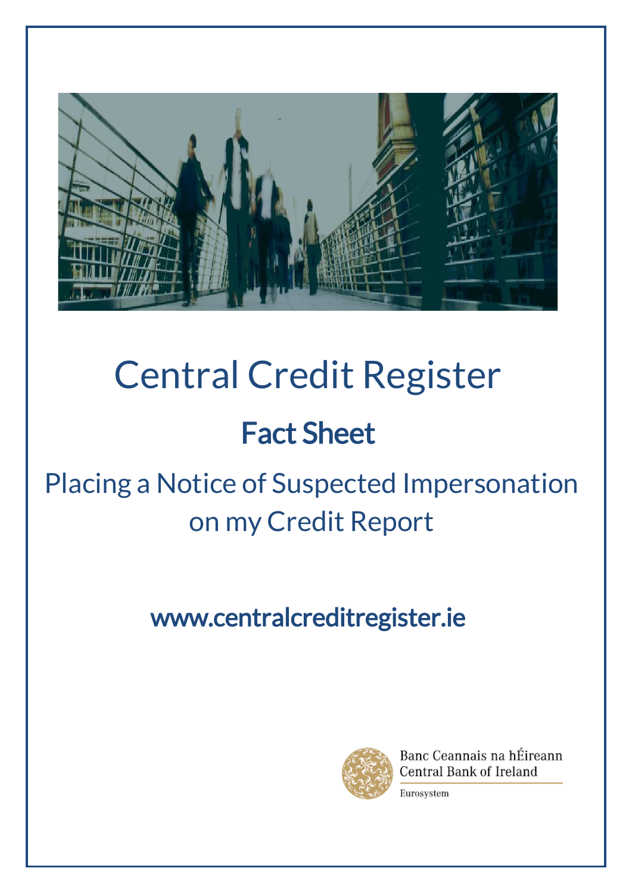# Central Credit Register

## Fact Sheet

## Placing a Notice of Suspected Impersonation on my Credit Report

www.centralcreditregister.ie

Banc Ceannais na hÉireann
Central Bank of Ireland

Eurosystem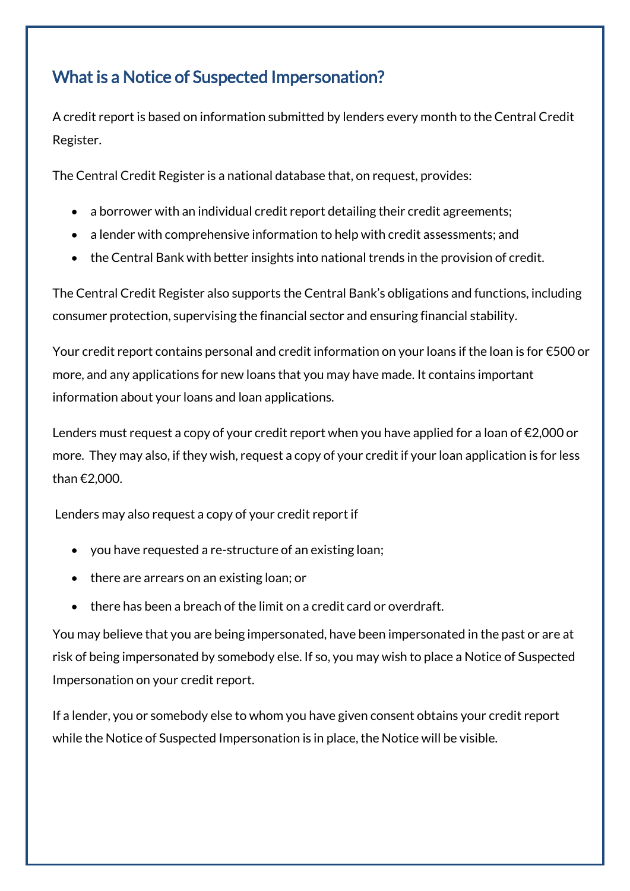## What is a Notice of Suspected Impersonation?

A credit report is based on information submitted by lenders every month to the Central Credit Register.

The Central Credit Register is a national database that, on request, provides:

- a borrower with an individual credit report detailing their credit agreements;
- a lender with comprehensive information to help with credit assessments; and
- the Central Bank with better insights into national trends in the provision of credit.

The Central Credit Register also supports the Central Bank's obligations and functions, including consumer protection, supervising the financial sector and ensuring financial stability.

Your credit report contains personal and credit information on your loans if the loan is for €500 or more, and any applications for new loans that you may have made. It contains important information about your loans and loan applications.

Lenders must request a copy of your credit report when you have applied for a loan of €2,000 or more. They may also, if they wish, request a copy of your credit if your loan application is for less than €2,000.

Lenders may also request a copy of your credit report if

- you have requested a re-structure of an existing loan;
- there are arrears on an existing loan; or
- there has been a breach of the limit on a credit card or overdraft.

You may believe that you are being impersonated, have been impersonated in the past or are at risk of being impersonated by somebody else. If so, you may wish to place a Notice of Suspected Impersonation on your credit report.

If a lender, you or somebody else to whom you have given consent obtains your credit report while the Notice of Suspected Impersonation is in place, the Notice will be visible.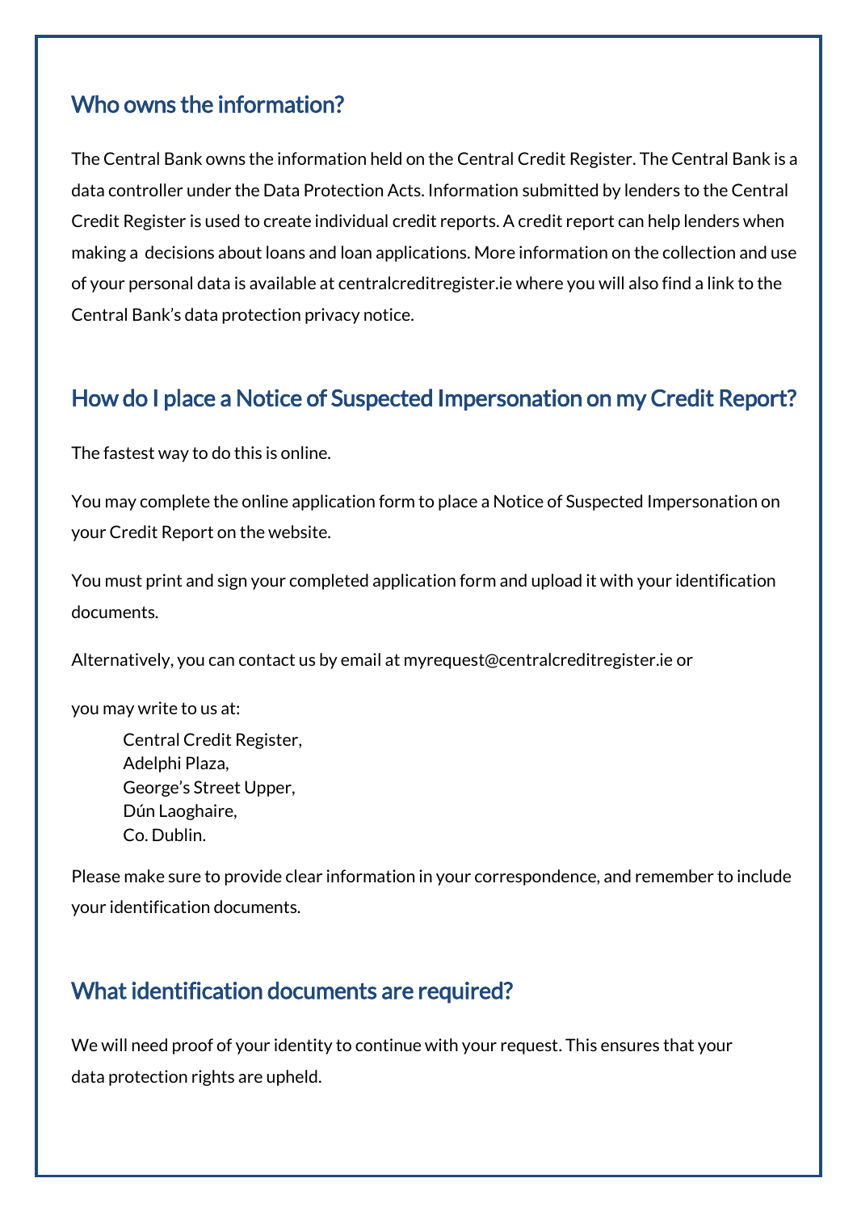## Who owns the information?

The Central Bank owns the information held on the Central Credit Register. The Central Bank is a data controller under the Data Protection Acts. Information submitted by lenders to the Central Credit Register is used to create individual credit reports. A credit report can help lenders when making a  decisions about loans and loan applications. More information on the collection and use of your personal data is available at centralcreditregister.ie where you will also find a link to the Central Bank's data protection privacy notice.

## How do I place a Notice of Suspected Impersonation on my Credit Report?

The fastest way to do this is online.

You may complete the online application form to place a Notice of Suspected Impersonation on your Credit Report on the website.

You must print and sign your completed application form and upload it with your identification documents.

Alternatively, you can contact us by email at myrequest@centralcreditregister.ie or

you may write to us at:

Central Credit Register,
Adelphi Plaza,
George's Street Upper,
Dún Laoghaire,
Co. Dublin.

Please make sure to provide clear information in your correspondence, and remember to include your identification documents.

## What identification documents are required?

We will need proof of your identity to continue with your request. This ensures that your data protection rights are upheld.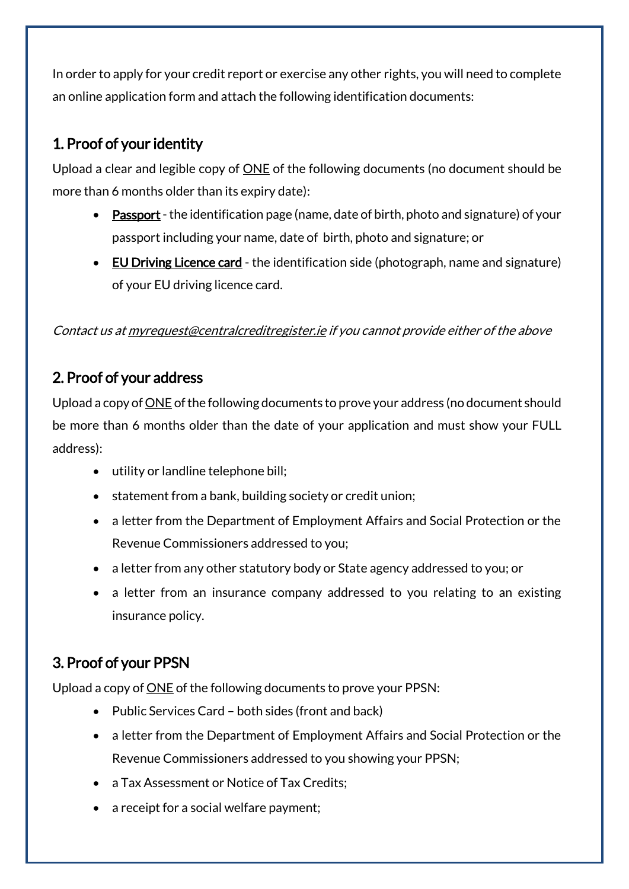In order to apply for your credit report or exercise any other rights, you will need to complete an online application form and attach the following identification documents:

## 1. Proof of your identity

Upload a clear and legible copy of <u>ONE</u> of the following documents (no document should be more than 6 months older than its expiry date):

- <u>Passport</u> - the identification page (name, date of birth, photo and signature) of your passport including your name, date of birth, photo and signature; or
- <u>EU Driving Licence card</u> - the identification side (photograph, name and signature) of your EU driving licence card.

*Contact us at myrequest@centralcreditregister.ie if you cannot provide either of the above*

## 2. Proof of your address

Upload a copy of <u>ONE</u> of the following documents to prove your address (no document should be more than 6 months older than the date of your application and must show your FULL address):

- utility or landline telephone bill;
- statement from a bank, building society or credit union;
- a letter from the Department of Employment Affairs and Social Protection or the Revenue Commissioners addressed to you;
- a letter from any other statutory body or State agency addressed to you; or
- a letter from an insurance company addressed to you relating to an existing insurance policy.

## 3. Proof of your PPSN

Upload a copy of <u>ONE</u> of the following documents to prove your PPSN:

- Public Services Card – both sides (front and back)
- a letter from the Department of Employment Affairs and Social Protection or the Revenue Commissioners addressed to you showing your PPSN;
- a Tax Assessment or Notice of Tax Credits;
- a receipt for a social welfare payment;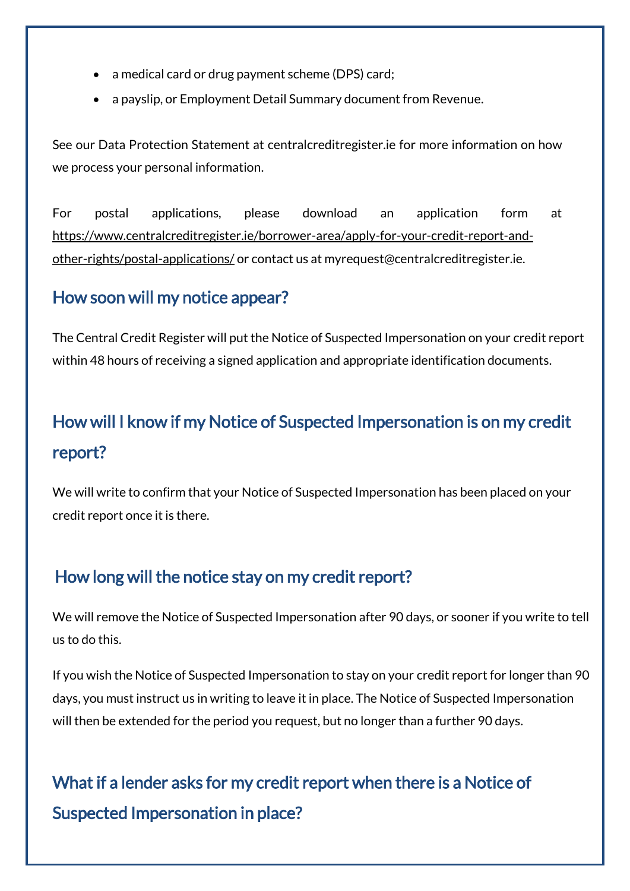- a medical card or drug payment scheme (DPS) card;
- a payslip, or Employment Detail Summary document from Revenue.

See our Data Protection Statement at centralcreditregister.ie for more information on how we process your personal information.

For postal applications, please download an application form at https://www.centralcreditregister.ie/borrower-area/apply-for-your-credit-report-and-other-rights/postal-applications/ or contact us at myrequest@centralcreditregister.ie.

## How soon will my notice appear?

The Central Credit Register will put the Notice of Suspected Impersonation on your credit report within 48 hours of receiving a signed application and appropriate identification documents.

## How will I know if my Notice of Suspected Impersonation is on my credit report?

We will write to confirm that your Notice of Suspected Impersonation has been placed on your credit report once it is there.

## How long will the notice stay on my credit report?

We will remove the Notice of Suspected Impersonation after 90 days, or sooner if you write to tell us to do this.

If you wish the Notice of Suspected Impersonation to stay on your credit report for longer than 90 days, you must instruct us in writing to leave it in place. The Notice of Suspected Impersonation will then be extended for the period you request, but no longer than a further 90 days.

## What if a lender asks for my credit report when there is a Notice of Suspected Impersonation in place?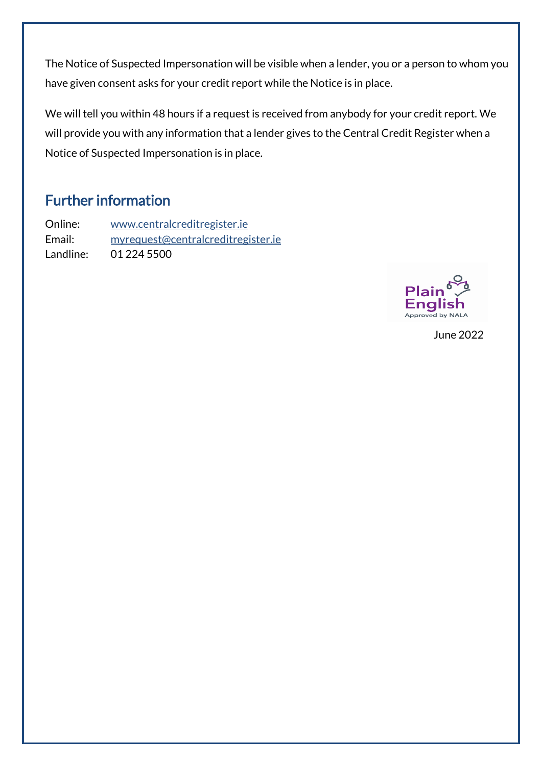The Notice of Suspected Impersonation will be visible when a lender, you or a person to whom you have given consent asks for your credit report while the Notice is in place.

We will tell you within 48 hours if a request is received from anybody for your credit report. We will provide you with any information that a lender gives to the Central Credit Register when a Notice of Suspected Impersonation is in place.

## Further information

Online: www.centralcreditregister.ie
Email: myrequest@centralcreditregister.ie
Landline: 01 224 5500

Plain English
Approved by NALA

June 2022